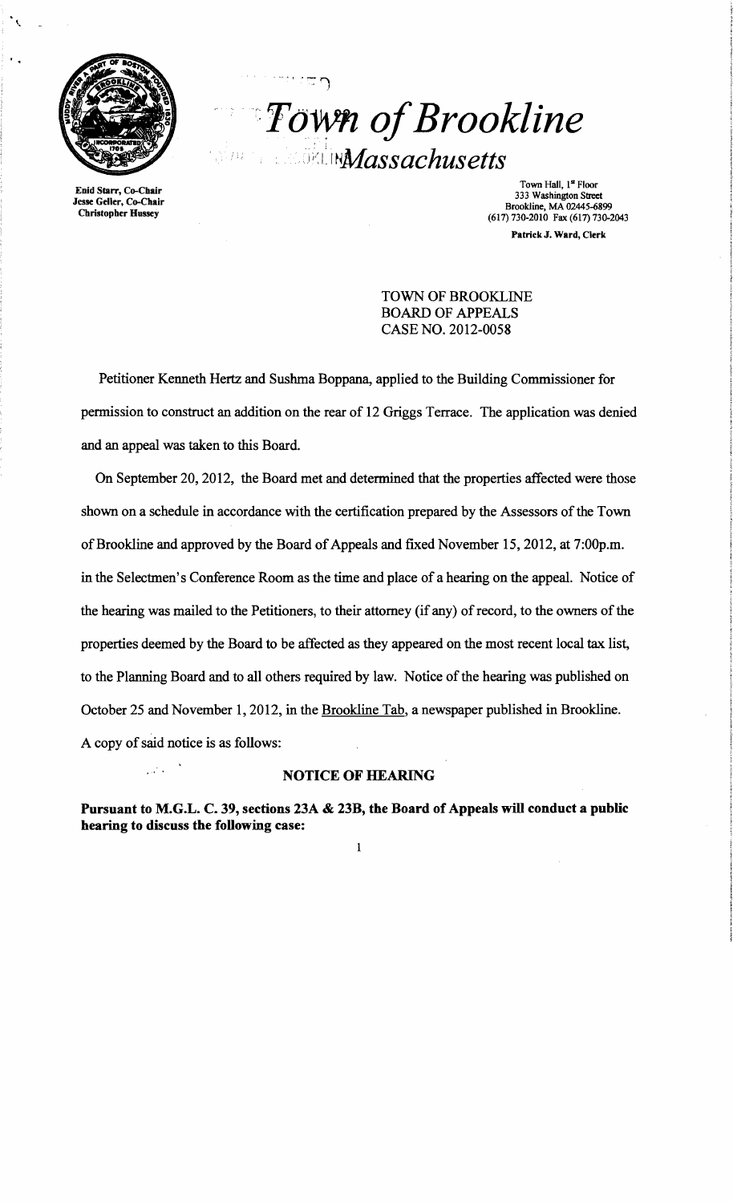# Town of Brookline

## Massachusetts

Enid Starr, Co-Chair
Jesse Geller, Co-Chair
Christopher Hussey

Town Hall, 1st Floor
333 Washington Street
Brookline, MA 02445-6899
(617) 730-2010 Fax (617) 730-2043

**Patrick J. Ward, Clerk**

TOWN OF BROOKLINE
BOARD OF APPEALS
CASE NO. 2012-0058

Petitioner Kenneth Hertz and Sushma Boppana, applied to the Building Commissioner for permission to construct an addition on the rear of 12 Griggs Terrace. The application was denied and an appeal was taken to this Board.

On September 20, 2012, the Board met and determined that the properties affected were those shown on a schedule in accordance with the certification prepared by the Assessors of the Town of Brookline and approved by the Board of Appeals and fixed November 15, 2012, at 7:00p.m. in the Selectmen's Conference Room as the time and place of a hearing on the appeal. Notice of the hearing was mailed to the Petitioners, to their attorney (if any) of record, to the owners of the properties deemed by the Board to be affected as they appeared on the most recent local tax list, to the Planning Board and to all others required by law. Notice of the hearing was published on October 25 and November 1, 2012, in the Brookline Tab, a newspaper published in Brookline. A copy of said notice is as follows:

**NOTICE OF HEARING**

**Pursuant to M.G.L. C. 39, sections 23A & 23B, the Board of Appeals will conduct a public hearing to discuss the following case:**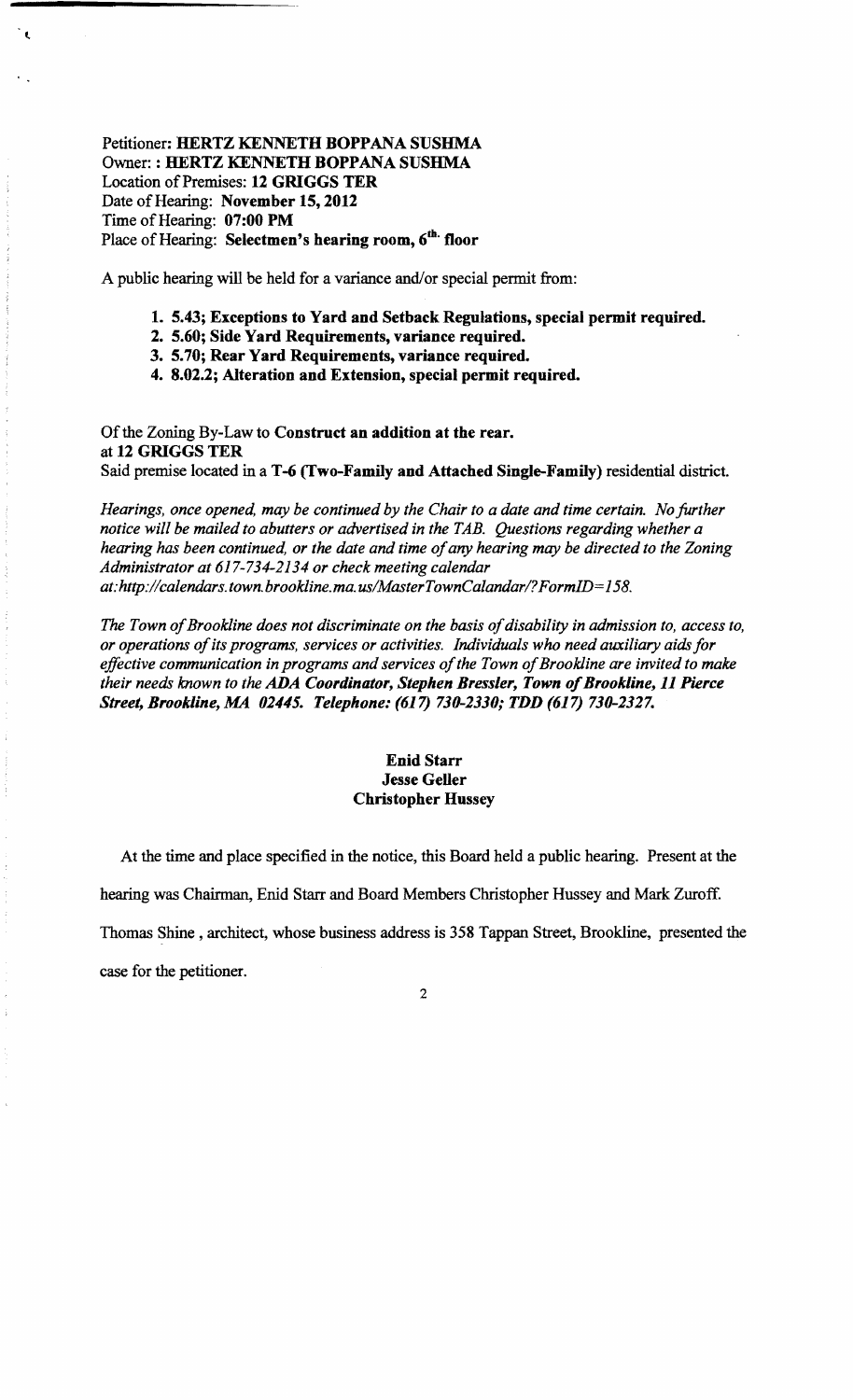**Petitioner: HERTZ KENNETH BOPPANA SUSHMA**
Owner: : **HERTZ KENNETH BOPPANA SUSHMA**
Location of Premises: **12 GRIGGS TER**
Date of Hearing: **November 15, 2012**
Time of Hearing: **07:00 PM**
Place of Hearing: **Selectmen's hearing room, 6th floor**

A public hearing will be held for a variance and/or special permit from:

1. **5.43; Exceptions to Yard and Setback Regulations, special permit required.**
2. **5.60; Side Yard Requirements, variance required.**
3. **5.70; Rear Yard Requirements, variance required.**
4. **8.02.2; Alteration and Extension, special permit required.**

Of the Zoning By-Law to **Construct an addition at the rear.**
at **12 GRIGGS TER**
Said premise located in a **T-6 (Two-Family and Attached Single-Family)** residential district.

*Hearings, once opened, may be continued by the Chair to a date and time certain. No further notice will be mailed to abutters or advertised in the TAB. Questions regarding whether a hearing has been continued, or the date and time of any hearing may be directed to the Zoning Administrator at 617-734-2134 or check meeting calendar at:http://calendars.town.brookline.ma.us/MasterTownCalandar/?FormID=158.*

*The Town of Brookline does not discriminate on the basis of disability in admission to, access to, or operations of its programs, services or activities. Individuals who need auxiliary aids for effective communication in programs and services of the Town of Brookline are invited to make their needs known to the **ADA Coordinator, Stephen Bressler, Town of Brookline, 11 Pierce Street, Brookline, MA 02445. Telephone: (617) 730-2330; TDD (617) 730-2327.***

**Enid Starr**
**Jesse Geller**
**Christopher Hussey**

At the time and place specified in the notice, this Board held a public hearing. Present at the hearing was Chairman, Enid Starr and Board Members Christopher Hussey and Mark Zuroff. Thomas Shine , architect, whose business address is 358 Tappan Street, Brookline, presented the case for the petitioner.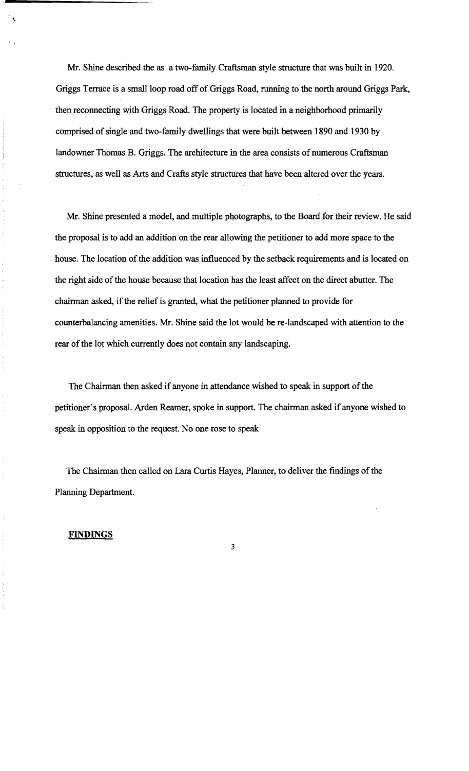Mr. Shine described the as a two-family Craftsman style structure that was built in 1920. Griggs Terrace is a small loop road off of Griggs Road, running to the north around Griggs Park, then reconnecting with Griggs Road. The property is located in a neighborhood primarily comprised of single and two-family dwellings that were built between 1890 and 1930 by landowner Thomas B. Griggs. The architecture in the area consists of numerous Craftsman structures, as well as Arts and Crafts style structures that have been altered over the years.

Mr. Shine presented a model, and multiple photographs, to the Board for their review. He said the proposal is to add an addition on the rear allowing the petitioner to add more space to the house. The location of the addition was influenced by the setback requirements and is located on the right side of the house because that location has the least affect on the direct abutter. The chairman asked, if the relief is granted, what the petitioner planned to provide for counterbalancing amenities. Mr. Shine said the lot would be re-landscaped with attention to the rear of the lot which currently does not contain any landscaping.

The Chairman then asked if anyone in attendance wished to speak in support of the petitioner's proposal. Arden Reamer, spoke in support. The chairman asked if anyone wished to speak in opposition to the request. No one rose to speak

The Chairman then called on Lara Curtis Hayes, Planner, to deliver the findings of the Planning Department.

**FINDINGS**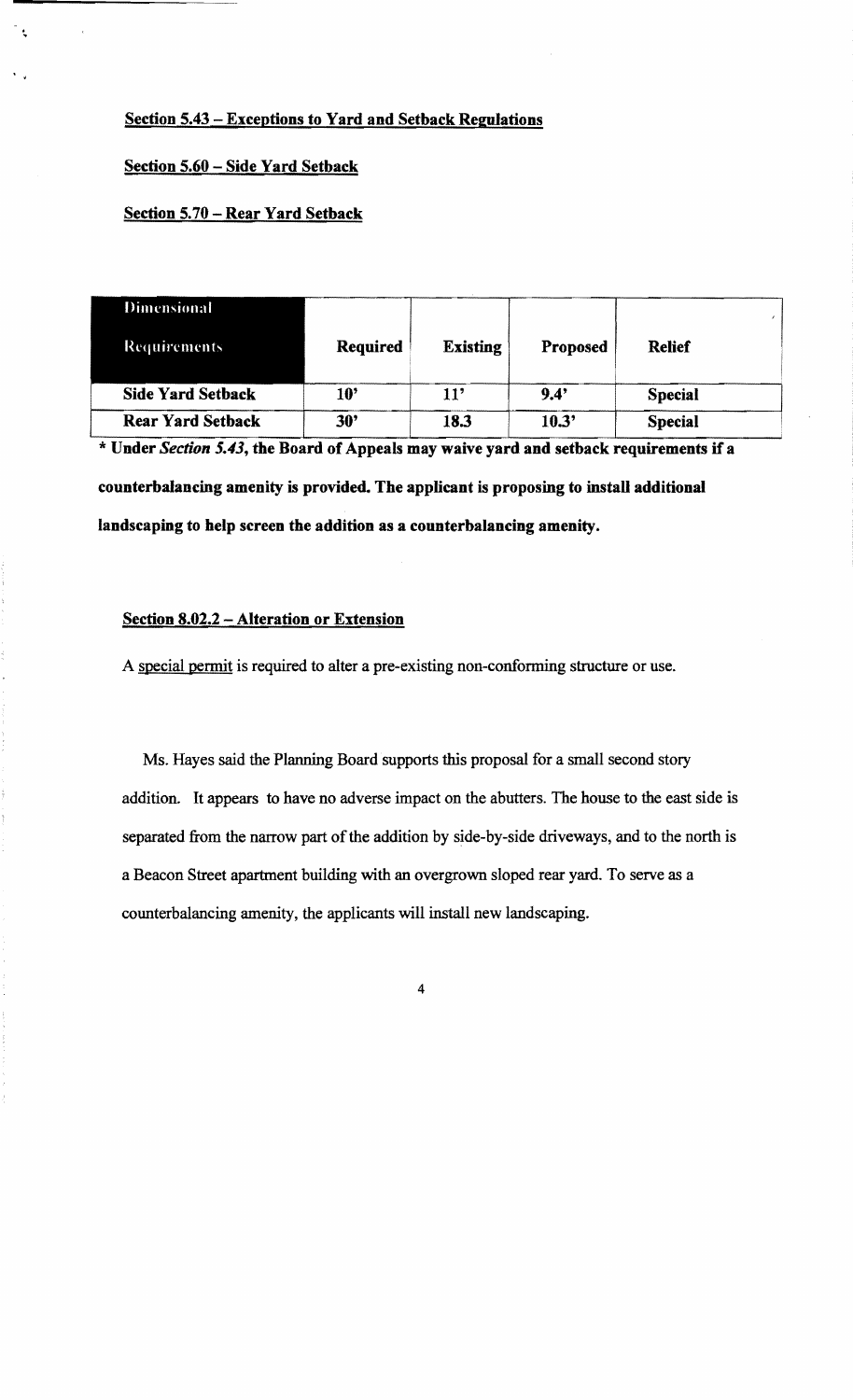**Section 5.43 – Exceptions to Yard and Setback Regulations**

**Section 5.60 – Side Yard Setback**

**Section 5.70 – Rear Yard Setback**

| Dimensional Requirements | Required | Existing | Proposed | Relief |
|---|---|---|---|---|
| **Side Yard Setback** | **10'** | **11'** | **9.4'** | **Special** |
| **Rear Yard Setback** | **30'** | **18.3** | **10.3'** | **Special** |

**\* Under *Section 5.43*, the Board of Appeals may waive yard and setback requirements if a counterbalancing amenity is provided. The applicant is proposing to install additional landscaping to help screen the addition as a counterbalancing amenity.**

**Section 8.02.2 – Alteration or Extension**

A special permit is required to alter a pre-existing non-conforming structure or use.

Ms. Hayes said the Planning Board supports this proposal for a small second story addition. It appears to have no adverse impact on the abutters. The house to the east side is separated from the narrow part of the addition by side-by-side driveways, and to the north is a Beacon Street apartment building with an overgrown sloped rear yard. To serve as a counterbalancing amenity, the applicants will install new landscaping.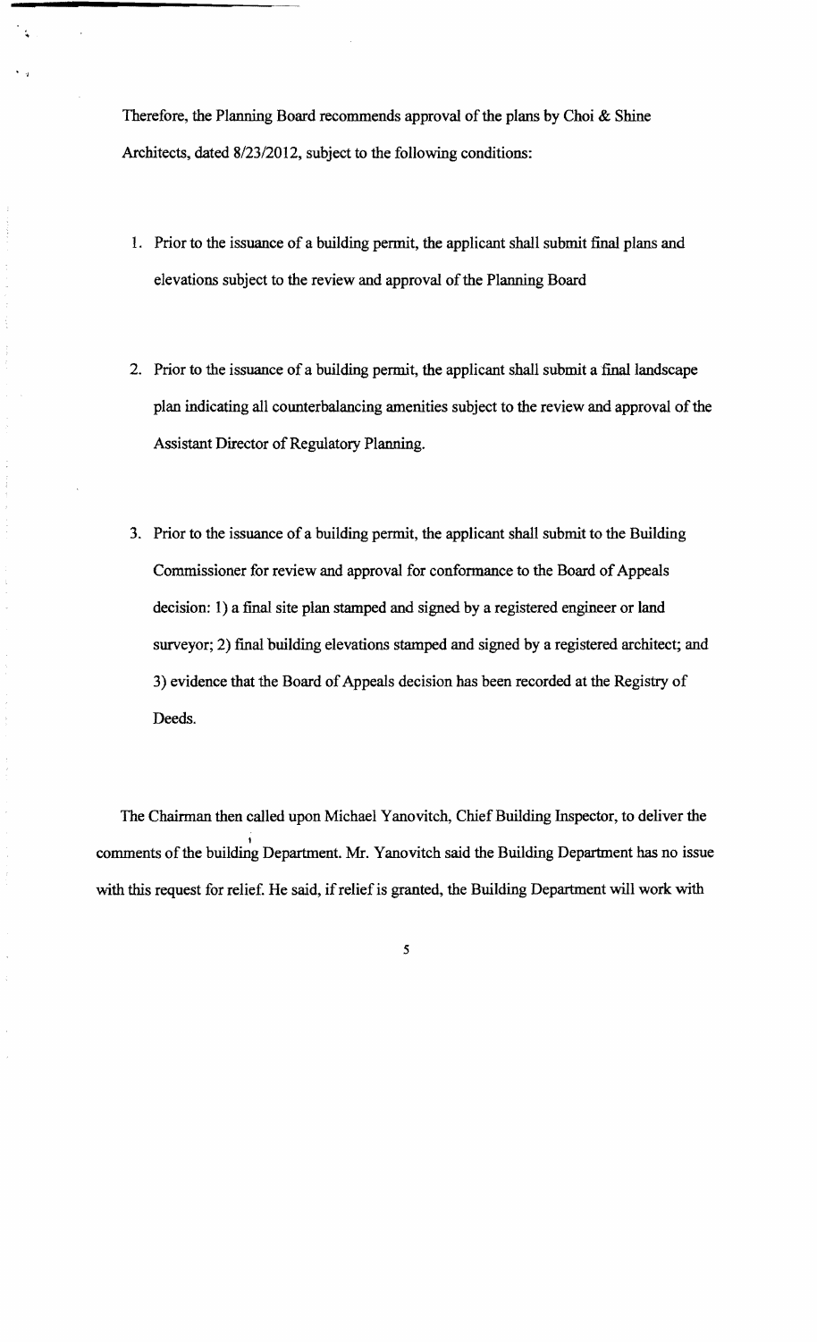Therefore, the Planning Board recommends approval of the plans by Choi & Shine Architects, dated 8/23/2012, subject to the following conditions:

1. Prior to the issuance of a building permit, the applicant shall submit final plans and elevations subject to the review and approval of the Planning Board

2. Prior to the issuance of a building permit, the applicant shall submit a final landscape plan indicating all counterbalancing amenities subject to the review and approval of the Assistant Director of Regulatory Planning.

3. Prior to the issuance of a building permit, the applicant shall submit to the Building Commissioner for review and approval for conformance to the Board of Appeals decision: 1) a final site plan stamped and signed by a registered engineer or land surveyor; 2) final building elevations stamped and signed by a registered architect; and 3) evidence that the Board of Appeals decision has been recorded at the Registry of Deeds.

The Chairman then called upon Michael Yanovitch, Chief Building Inspector, to deliver the comments of the building Department. Mr. Yanovitch said the Building Department has no issue with this request for relief. He said, if relief is granted, the Building Department will work with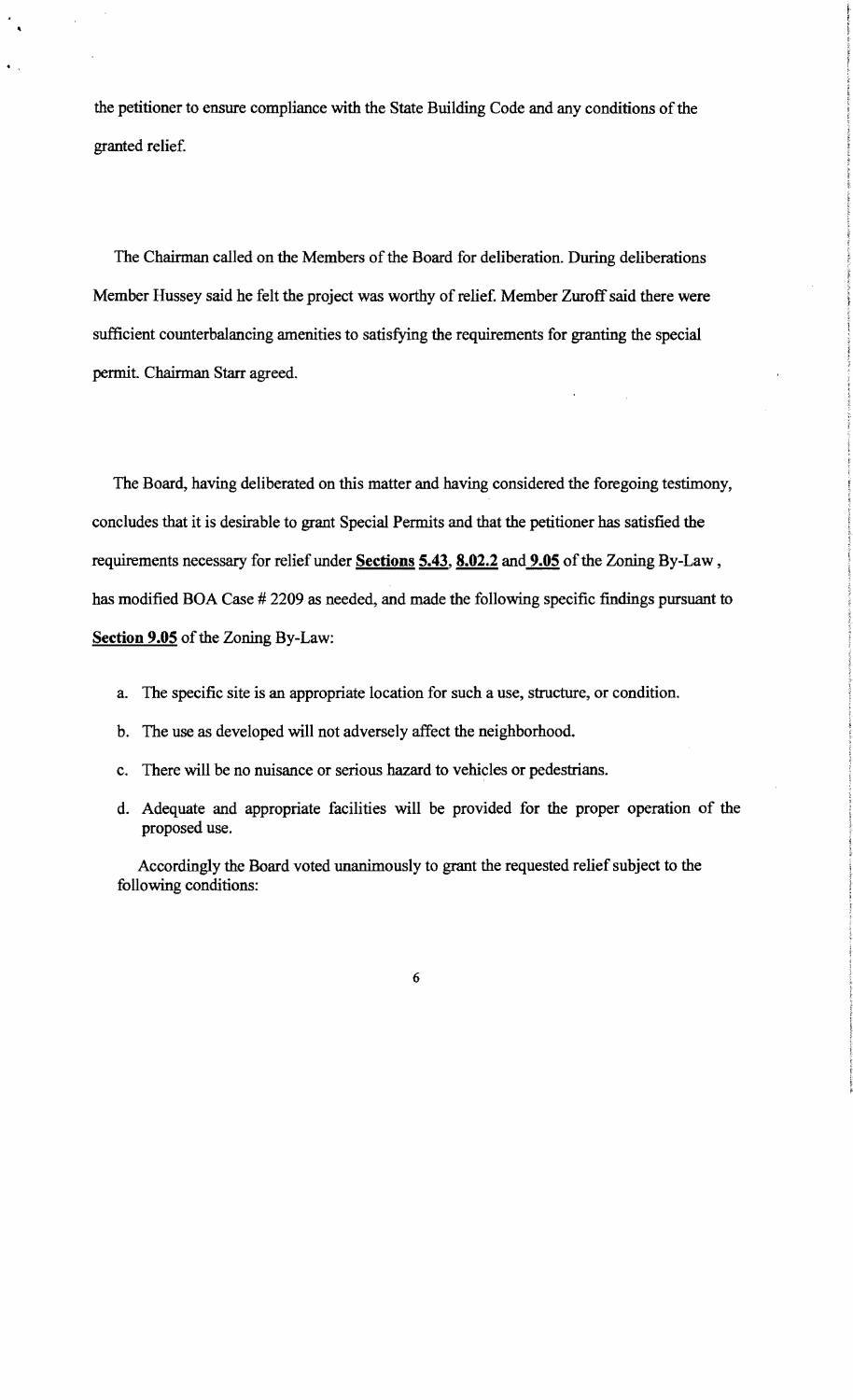the petitioner to ensure compliance with the State Building Code and any conditions of the granted relief.

The Chairman called on the Members of the Board for deliberation. During deliberations Member Hussey said he felt the project was worthy of relief. Member Zuroff said there were sufficient counterbalancing amenities to satisfying the requirements for granting the special permit. Chairman Starr agreed.

The Board, having deliberated on this matter and having considered the foregoing testimony, concludes that it is desirable to grant Special Permits and that the petitioner has satisfied the requirements necessary for relief under **Sections 5.43**, **8.02.2** and **9.05** of the Zoning By-Law, has modified BOA Case # 2209 as needed, and made the following specific findings pursuant to **Section 9.05** of the Zoning By-Law:

a. The specific site is an appropriate location for such a use, structure, or condition.

b. The use as developed will not adversely affect the neighborhood.

c. There will be no nuisance or serious hazard to vehicles or pedestrians.

d. Adequate and appropriate facilities will be provided for the proper operation of the proposed use.

Accordingly the Board voted unanimously to grant the requested relief subject to the following conditions: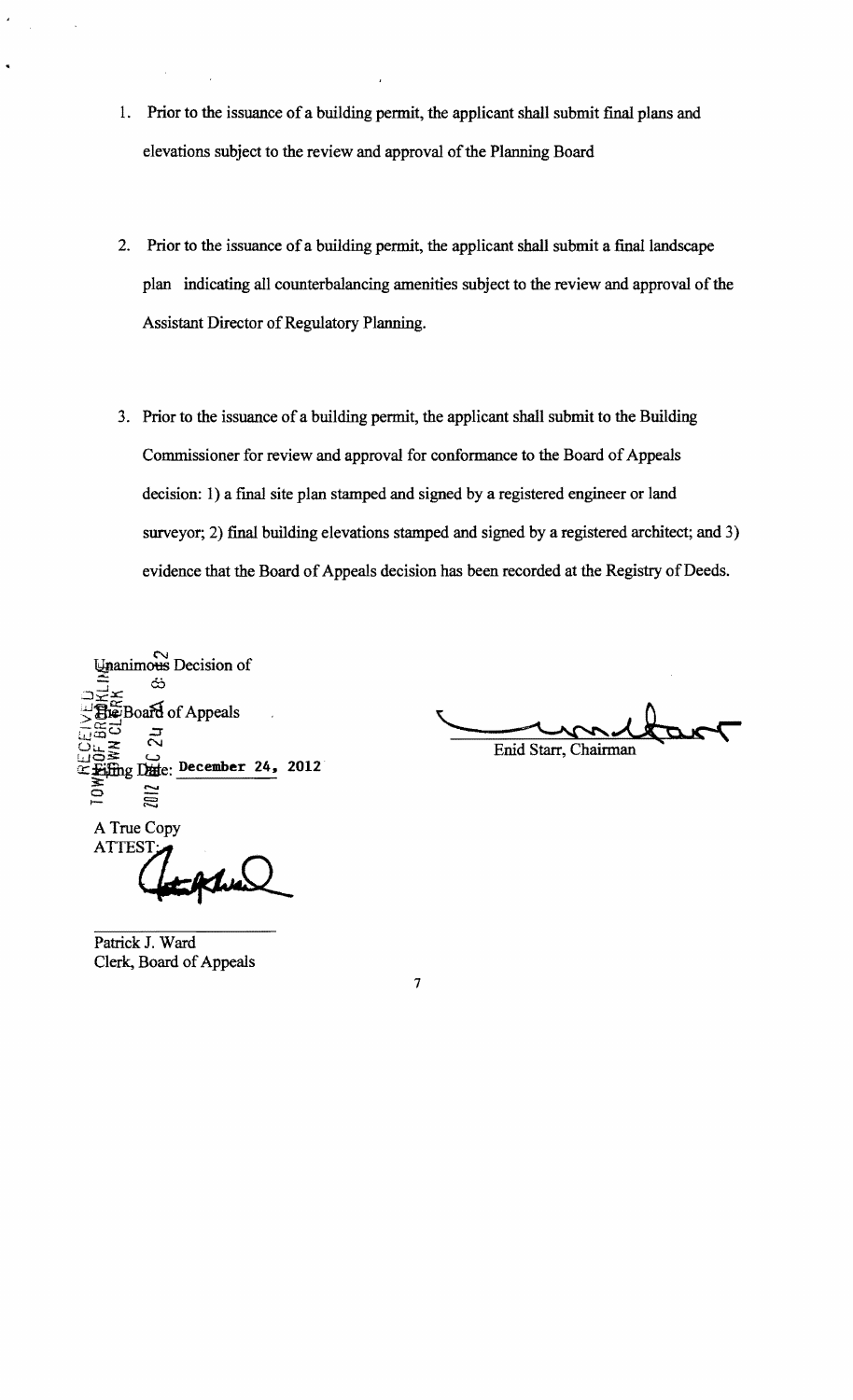1. Prior to the issuance of a building permit, the applicant shall submit final plans and elevations subject to the review and approval of the Planning Board

2. Prior to the issuance of a building permit, the applicant shall submit a final landscape plan indicating all counterbalancing amenities subject to the review and approval of the Assistant Director of Regulatory Planning.

3. Prior to the issuance of a building permit, the applicant shall submit to the Building Commissioner for review and approval for conformance to the Board of Appeals decision: 1) a final site plan stamped and signed by a registered engineer or land surveyor; 2) final building elevations stamped and signed by a registered architect; and 3) evidence that the Board of Appeals decision has been recorded at the Registry of Deeds.

Unanimous Decision of
The Board of Appeals

Filing Date: December 24, 2012

RECEIVED
TOWN OF BROOKLINE
TOWN CLERK
2012 DEC 24

Enid Starr, Chairman

A True Copy
ATTEST:

Patrick J. Ward
Clerk, Board of Appeals